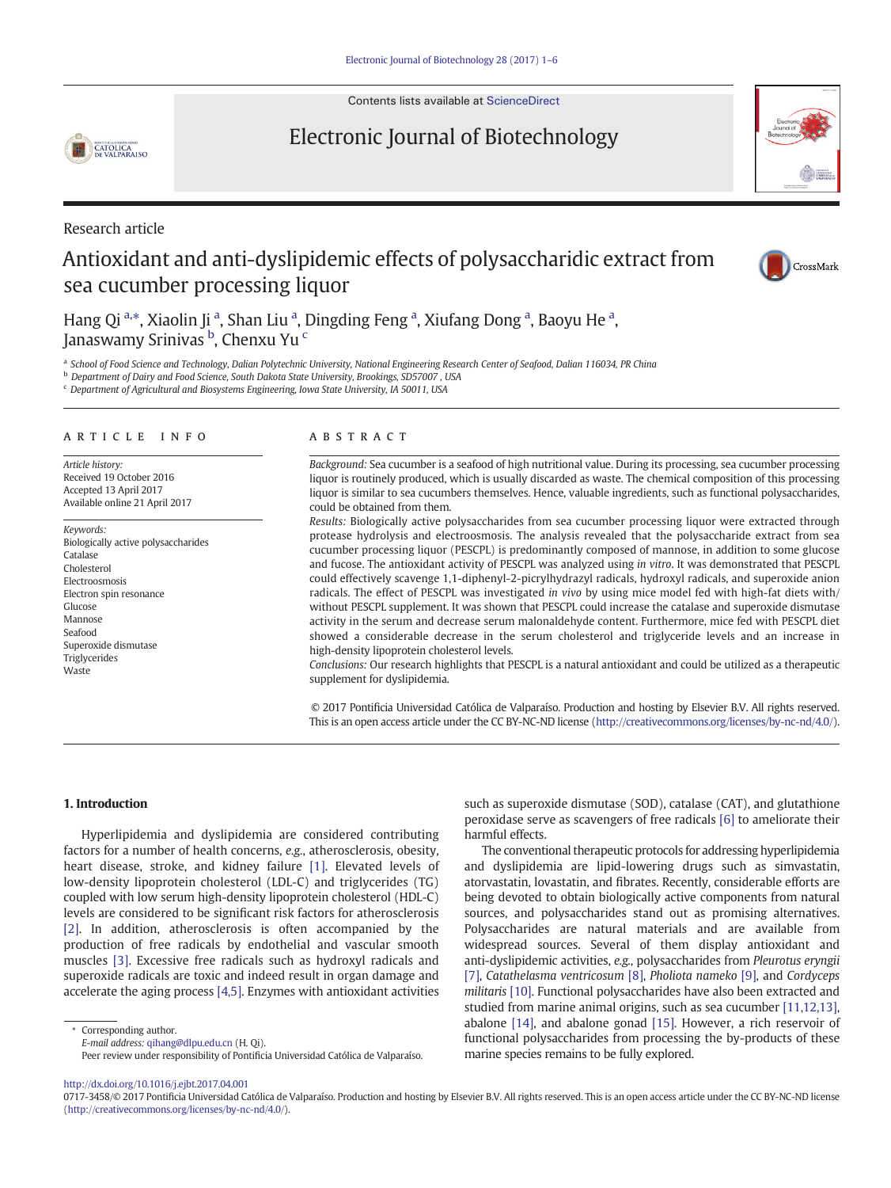Contents lists available at ScienceDirect

Electronic Journal of Biotechnology

Research article

# Antioxidant and anti-dyslipidemic effects of polysaccharidic extract from sea cucumber processing liquor

Hang Qi [a,*], Xiaolin Ji [a], Shan Liu [a], Dingding Feng [a], Xiufang Dong [a], Baoyu He [a], Janaswamy Srinivas [b], Chenxu Yu [c]

[a] School of Food Science and Technology, Dalian Polytechnic University, National Engineering Research Center of Seafood, Dalian 116034, PR China

[b] Department of Dairy and Food Science, South Dakota State University, Brookings, SD57007 , USA

[c] Department of Agricultural and Biosystems Engineering, Iowa State University, IA 50011, USA

## ARTICLE INFO

*Article history:*
Received 19 October 2016
Accepted 13 April 2017
Available online 21 April 2017

*Keywords:*
Biologically active polysaccharides
Catalase
Cholesterol
Electroosmosis
Electron spin resonance
Glucose
Mannose
Seafood
Superoxide dismutase
Triglycerides
Waste

## ABSTRACT

*Background:* Sea cucumber is a seafood of high nutritional value. During its processing, sea cucumber processing liquor is routinely produced, which is usually discarded as waste. The chemical composition of this processing liquor is similar to sea cucumbers themselves. Hence, valuable ingredients, such as functional polysaccharides, could be obtained from them.

*Results:* Biologically active polysaccharides from sea cucumber processing liquor were extracted through protease hydrolysis and electroosmosis. The analysis revealed that the polysaccharide extract from sea cucumber processing liquor (PESCPL) is predominantly composed of mannose, in addition to some glucose and fucose. The antioxidant activity of PESCPL was analyzed using *in vitro*. It was demonstrated that PESCPL could effectively scavenge 1,1-diphenyl-2-picrylhydrazyl radicals, hydroxyl radicals, and superoxide anion radicals. The effect of PESCPL was investigated *in vivo* by using mice model fed with high-fat diets with/without PESCPL supplement. It was shown that PESCPL could increase the catalase and superoxide dismutase activity in the serum and decrease serum malonaldehyde content. Furthermore, mice fed with PESCPL diet showed a considerable decrease in the serum cholesterol and triglyceride levels and an increase in high-density lipoprotein cholesterol levels.

*Conclusions:* Our research highlights that PESCPL is a natural antioxidant and could be utilized as a therapeutic supplement for dyslipidemia.

© 2017 Pontificia Universidad Católica de Valparaíso. Production and hosting by Elsevier B.V. All rights reserved. This is an open access article under the CC BY-NC-ND license (http://creativecommons.org/licenses/by-nc-nd/4.0/).

## 1. Introduction

Hyperlipidemia and dyslipidemia are considered contributing factors for a number of health concerns, *e.g.*, atherosclerosis, obesity, heart disease, stroke, and kidney failure [1]. Elevated levels of low-density lipoprotein cholesterol (LDL-C) and triglycerides (TG) coupled with low serum high-density lipoprotein cholesterol (HDL-C) levels are considered to be significant risk factors for atherosclerosis [2]. In addition, atherosclerosis is often accompanied by the production of free radicals by endothelial and vascular smooth muscles [3]. Excessive free radicals such as hydroxyl radicals and superoxide radicals are toxic and indeed result in organ damage and accelerate the aging process [4,5]. Enzymes with antioxidant activities such as superoxide dismutase (SOD), catalase (CAT), and glutathione peroxidase serve as scavengers of free radicals [6] to ameliorate their harmful effects.

The conventional therapeutic protocols for addressing hyperlipidemia and dyslipidemia are lipid-lowering drugs such as simvastatin, atorvastatin, lovastatin, and fibrates. Recently, considerable efforts are being devoted to obtain biologically active components from natural sources, and polysaccharides stand out as promising alternatives. Polysaccharides are natural materials and are available from widespread sources. Several of them display antioxidant and anti-dyslipidemic activities, *e.g.*, polysaccharides from *Pleurotus eryngii* [7], *Catathelasma ventricosum* [8], *Pholiota nameko* [9], and *Cordyceps militaris* [10]. Functional polysaccharides have also been extracted and studied from marine animal origins, such as sea cucumber [11,12,13], abalone [14], and abalone gonad [15]. However, a rich reservoir of functional polysaccharides from processing the by-products of these marine species remains to be fully explored.

\* Corresponding author.
*E-mail address:* qihang@dlpu.edu.cn (H. Qi).
Peer review under responsibility of Pontificia Universidad Católica de Valparaíso.

http://dx.doi.org/10.1016/j.ejbt.2017.04.001
0717-3458/© 2017 Pontificia Universidad Católica de Valparaíso. Production and hosting by Elsevier B.V. All rights reserved. This is an open access article under the CC BY-NC-ND license (http://creativecommons.org/licenses/by-nc-nd/4.0/).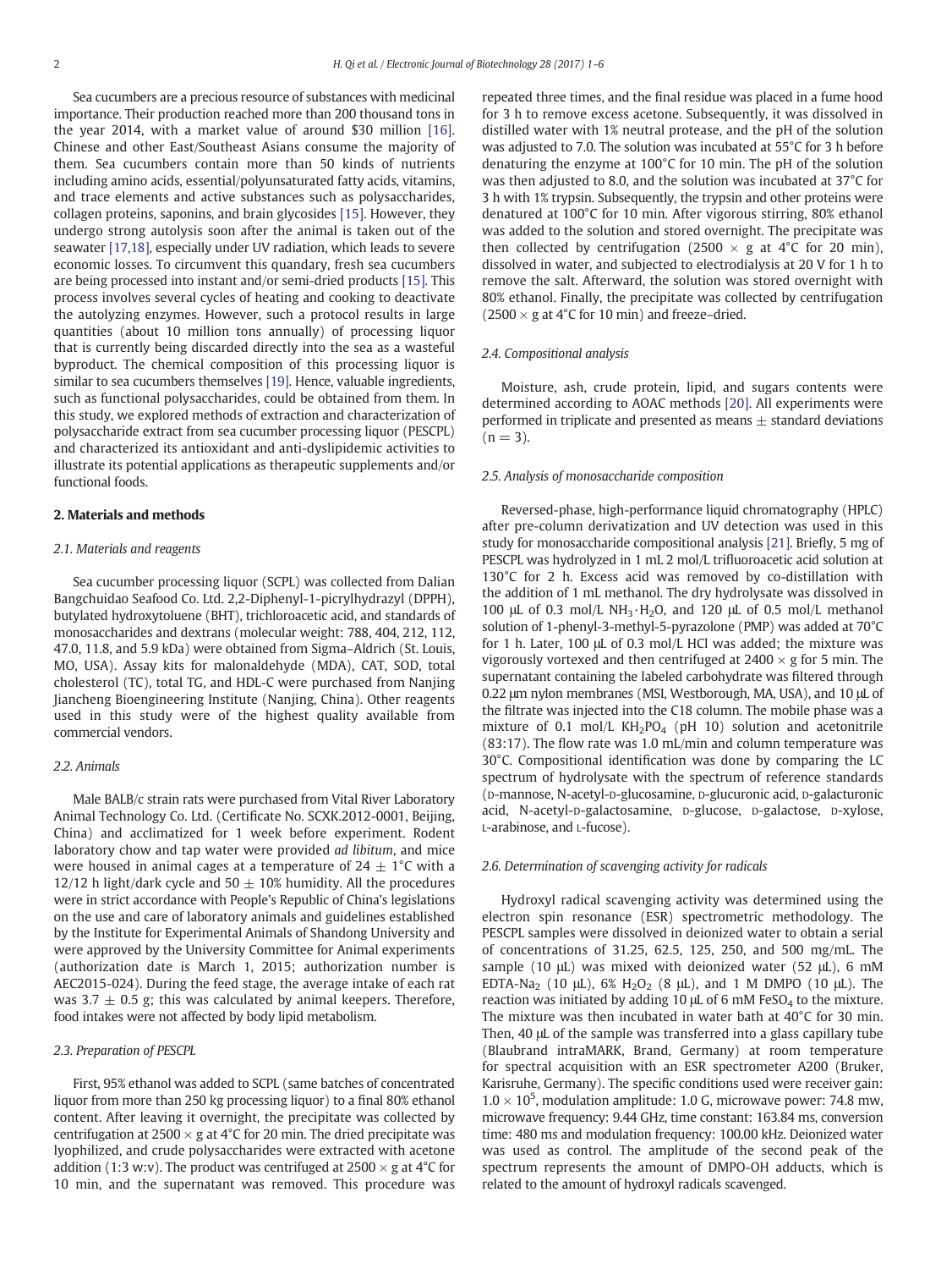Sea cucumbers are a precious resource of substances with medicinal importance. Their production reached more than 200 thousand tons in the year 2014, with a market value of around $30 million [16]. Chinese and other East/Southeast Asians consume the majority of them. Sea cucumbers contain more than 50 kinds of nutrients including amino acids, essential/polyunsaturated fatty acids, vitamins, and trace elements and active substances such as polysaccharides, collagen proteins, saponins, and brain glycosides [15]. However, they undergo strong autolysis soon after the animal is taken out of the seawater [17,18], especially under UV radiation, which leads to severe economic losses. To circumvent this quandary, fresh sea cucumbers are being processed into instant and/or semi-dried products [15]. This process involves several cycles of heating and cooking to deactivate the autolyzing enzymes. However, such a protocol results in large quantities (about 10 million tons annually) of processing liquor that is currently being discarded directly into the sea as a wasteful byproduct. The chemical composition of this processing liquor is similar to sea cucumbers themselves [19]. Hence, valuable ingredients, such as functional polysaccharides, could be obtained from them. In this study, we explored methods of extraction and characterization of polysaccharide extract from sea cucumber processing liquor (PESCPL) and characterized its antioxidant and anti-dyslipidemic activities to illustrate its potential applications as therapeutic supplements and/or functional foods.

## 2. Materials and methods

### 2.1. Materials and reagents

Sea cucumber processing liquor (SCPL) was collected from Dalian Bangchuidao Seafood Co. Ltd. 2,2-Diphenyl-1-picrylhydrazyl (DPPH), butylated hydroxytoluene (BHT), trichloroacetic acid, and standards of monosaccharides and dextrans (molecular weight: 788, 404, 212, 112, 47.0, 11.8, and 5.9 kDa) were obtained from Sigma–Aldrich (St. Louis, MO, USA). Assay kits for malonaldehyde (MDA), CAT, SOD, total cholesterol (TC), total TG, and HDL-C were purchased from Nanjing Jiancheng Bioengineering Institute (Nanjing, China). Other reagents used in this study were of the highest quality available from commercial vendors.

### 2.2. Animals

Male BALB/c strain rats were purchased from Vital River Laboratory Animal Technology Co. Ltd. (Certificate No. SCXK.2012-0001, Beijing, China) and acclimatized for 1 week before experiment. Rodent laboratory chow and tap water were provided *ad libitum*, and mice were housed in animal cages at a temperature of 24 ± 1°C with a 12/12 h light/dark cycle and 50 ± 10% humidity. All the procedures were in strict accordance with People's Republic of China's legislations on the use and care of laboratory animals and guidelines established by the Institute for Experimental Animals of Shandong University and were approved by the University Committee for Animal experiments (authorization date is March 1, 2015; authorization number is AEC2015-024). During the feed stage, the average intake of each rat was 3.7 ± 0.5 g; this was calculated by animal keepers. Therefore, food intakes were not affected by body lipid metabolism.

### 2.3. Preparation of PESCPL

First, 95% ethanol was added to SCPL (same batches of concentrated liquor from more than 250 kg processing liquor) to a final 80% ethanol content. After leaving it overnight, the precipitate was collected by centrifugation at 2500 × g at 4°C for 20 min. The dried precipitate was lyophilized, and crude polysaccharides were extracted with acetone addition (1:3 w:v). The product was centrifuged at 2500 × g at 4°C for 10 min, and the supernatant was removed. This procedure was repeated three times, and the final residue was placed in a fume hood for 3 h to remove excess acetone. Subsequently, it was dissolved in distilled water with 1% neutral protease, and the pH of the solution was adjusted to 7.0. The solution was incubated at 55°C for 3 h before denaturing the enzyme at 100°C for 10 min. The pH of the solution was then adjusted to 8.0, and the solution was incubated at 37°C for 3 h with 1% trypsin. Subsequently, the trypsin and other proteins were denatured at 100°C for 10 min. After vigorous stirring, 80% ethanol was added to the solution and stored overnight. The precipitate was then collected by centrifugation (2500 × g at 4°C for 20 min), dissolved in water, and subjected to electrodialysis at 20 V for 1 h to remove the salt. Afterward, the solution was stored overnight with 80% ethanol. Finally, the precipitate was collected by centrifugation (2500 × g at 4°C for 10 min) and freeze–dried.

### 2.4. Compositional analysis

Moisture, ash, crude protein, lipid, and sugars contents were determined according to AOAC methods [20]. All experiments were performed in triplicate and presented as means ± standard deviations (n = 3).

### 2.5. Analysis of monosaccharide composition

Reversed-phase, high-performance liquid chromatography (HPLC) after pre-column derivatization and UV detection was used in this study for monosaccharide compositional analysis [21]. Briefly, 5 mg of PESCPL was hydrolyzed in 1 mL 2 mol/L trifluoroacetic acid solution at 130°C for 2 h. Excess acid was removed by co-distillation with the addition of 1 mL methanol. The dry hydrolysate was dissolved in 100 μL of 0.3 mol/L $NH_3 \cdot H_2O$, and 120 μL of 0.5 mol/L methanol solution of 1-phenyl-3-methyl-5-pyrazolone (PMP) was added at 70°C for 1 h. Later, 100 μL of 0.3 mol/L HCl was added; the mixture was vigorously vortexed and then centrifuged at 2400 × g for 5 min. The supernatant containing the labeled carbohydrate was filtered through 0.22 μm nylon membranes (MSI, Westborough, MA, USA), and 10 μL of the filtrate was injected into the C18 column. The mobile phase was a mixture of 0.1 mol/L $KH_2PO_4$ (pH 10) solution and acetonitrile (83:17). The flow rate was 1.0 mL/min and column temperature was 30°C. Compositional identification was done by comparing the LC spectrum of hydrolysate with the spectrum of reference standards (D-mannose, N-acetyl-D-glucosamine, D-glucuronic acid, D-galacturonic acid, N-acetyl-D-galactosamine, D-glucose, D-galactose, D-xylose, L-arabinose, and L-fucose).

### 2.6. Determination of scavenging activity for radicals

Hydroxyl radical scavenging activity was determined using the electron spin resonance (ESR) spectrometric methodology. The PESCPL samples were dissolved in deionized water to obtain a serial of concentrations of 31.25, 62.5, 125, 250, and 500 mg/mL. The sample (10 μL) was mixed with deionized water (52 μL), 6 mM EDTA-$Na_2$ (10 μL), 6% $H_2O_2$ (8 μL), and 1 M DMPO (10 μL). The reaction was initiated by adding 10 μL of 6 mM $FeSO_4$ to the mixture. The mixture was then incubated in water bath at 40°C for 30 min. Then, 40 μL of the sample was transferred into a glass capillary tube (Blaubrand intraMARK, Brand, Germany) at room temperature for spectral acquisition with an ESR spectrometer A200 (Bruker, Karisruhe, Germany). The specific conditions used were receiver gain: $1.0 \times 10^5$, modulation amplitude: 1.0 G, microwave power: 74.8 mw, microwave frequency: 9.44 GHz, time constant: 163.84 ms, conversion time: 480 ms and modulation frequency: 100.00 kHz. Deionized water was used as control. The amplitude of the second peak of the spectrum represents the amount of DMPO-OH adducts, which is related to the amount of hydroxyl radicals scavenged.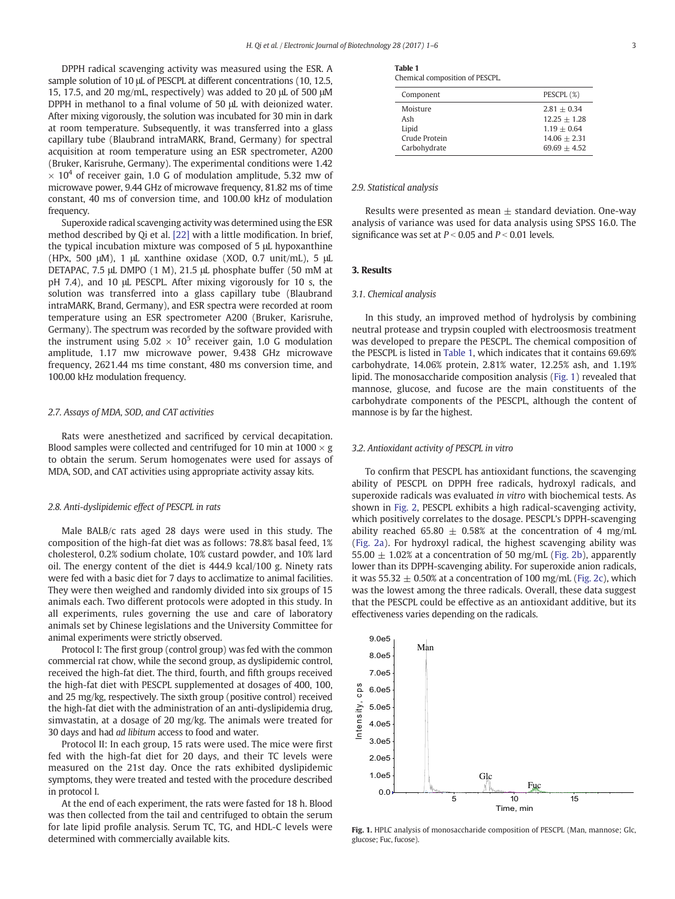DPPH radical scavenging activity was measured using the ESR. A sample solution of 10 μL of PESCPL at different concentrations (10, 12.5, 15, 17.5, and 20 mg/mL, respectively) was added to 20 μL of 500 μM DPPH in methanol to a final volume of 50 μL with deionized water. After mixing vigorously, the solution was incubated for 30 min in dark at room temperature. Subsequently, it was transferred into a glass capillary tube (Blaubrand intraMARK, Brand, Germany) for spectral acquisition at room temperature using an ESR spectrometer, A200 (Bruker, Karisruhe, Germany). The experimental conditions were 1.42 $\times$ $10^4$ of receiver gain, 1.0 G of modulation amplitude, 5.32 mw of microwave power, 9.44 GHz of microwave frequency, 81.82 ms of time constant, 40 ms of conversion time, and 100.00 kHz of modulation frequency.

Superoxide radical scavenging activity was determined using the ESR method described by Qi et al. [22] with a little modification. In brief, the typical incubation mixture was composed of 5 μL hypoxanthine (HPx, 500 μM), 1 μL xanthine oxidase (XOD, 0.7 unit/mL), 5 μL DETAPAC, 7.5 μL DMPO (1 M), 21.5 μL phosphate buffer (50 mM at pH 7.4), and 10 μL PESCPL. After mixing vigorously for 10 s, the solution was transferred into a glass capillary tube (Blaubrand intraMARK, Brand, Germany), and ESR spectra were recorded at room temperature using an ESR spectrometer A200 (Bruker, Karisruhe, Germany). The spectrum was recorded by the software provided with the instrument using 5.02 $\times$ $10^5$ receiver gain, 1.0 G modulation amplitude, 1.17 mw microwave power, 9.438 GHz microwave frequency, 2621.44 ms time constant, 480 ms conversion time, and 100.00 kHz modulation frequency.

### 2.7. Assays of MDA, SOD, and CAT activities

Rats were anesthetized and sacrificed by cervical decapitation. Blood samples were collected and centrifuged for 10 min at 1000 $\times$ g to obtain the serum. Serum homogenates were used for assays of MDA, SOD, and CAT activities using appropriate activity assay kits.

### 2.8. Anti-dyslipidemic effect of PESCPL in rats

Male BALB/c rats aged 28 days were used in this study. The composition of the high-fat diet was as follows: 78.8% basal feed, 1% cholesterol, 0.2% sodium cholate, 10% custard powder, and 10% lard oil. The energy content of the diet is 444.9 kcal/100 g. Ninety rats were fed with a basic diet for 7 days to acclimatize to animal facilities. They were then weighed and randomly divided into six groups of 15 animals each. Two different protocols were adopted in this study. In all experiments, rules governing the use and care of laboratory animals set by Chinese legislations and the University Committee for animal experiments were strictly observed.

Protocol I: The first group (control group) was fed with the common commercial rat chow, while the second group, as dyslipidemic control, received the high-fat diet. The third, fourth, and fifth groups received the high-fat diet with PESCPL supplemented at dosages of 400, 100, and 25 mg/kg, respectively. The sixth group (positive control) received the high-fat diet with the administration of an anti-dyslipidemia drug, simvastatin, at a dosage of 20 mg/kg. The animals were treated for 30 days and had *ad libitum* access to food and water.

Protocol II: In each group, 15 rats were used. The mice were first fed with the high-fat diet for 20 days, and their TC levels were measured on the 21st day. Once the rats exhibited dyslipidemic symptoms, they were treated and tested with the procedure described in protocol I.

At the end of each experiment, the rats were fasted for 18 h. Blood was then collected from the tail and centrifuged to obtain the serum for late lipid profile analysis. Serum TC, TG, and HDL-C levels were determined with commercially available kits.

**Table 1**
Chemical composition of PESCPL.

| Component | PESCPL (%) |
|---|---|
| Moisture | 2.81 ± 0.34 |
| Ash | 12.25 ± 1.28 |
| Lipid | 1.19 ± 0.64 |
| Crude Protein | 14.06 ± 2.31 |
| Carbohydrate | 69.69 ± 4.52 |

### 2.9. Statistical analysis

Results were presented as mean ± standard deviation. One-way analysis of variance was used for data analysis using SPSS 16.0. The significance was set at $P < 0.05$ and $P < 0.01$ levels.

## 3. Results

### 3.1. Chemical analysis

In this study, an improved method of hydrolysis by combining neutral protease and trypsin coupled with electroosmosis treatment was developed to prepare the PESCPL. The chemical composition of the PESCPL is listed in Table 1, which indicates that it contains 69.69% carbohydrate, 14.06% protein, 2.81% water, 12.25% ash, and 1.19% lipid. The monosaccharide composition analysis (Fig. 1) revealed that mannose, glucose, and fucose are the main constituents of the carbohydrate components of the PESCPL, although the content of mannose is by far the highest.

### 3.2. Antioxidant activity of PESCPL in vitro

To confirm that PESCPL has antioxidant functions, the scavenging ability of PESCPL on DPPH free radicals, hydroxyl radicals, and superoxide radicals was evaluated *in vitro* with biochemical tests. As shown in Fig. 2, PESCPL exhibits a high radical-scavenging activity, which positively correlates to the dosage. PESCPL's DPPH-scavenging ability reached 65.80 ± 0.58% at the concentration of 4 mg/mL (Fig. 2a). For hydroxyl radical, the highest scavenging ability was 55.00 ± 1.02% at a concentration of 50 mg/mL (Fig. 2b), apparently lower than its DPPH-scavenging ability. For superoxide anion radicals, it was 55.32 ± 0.50% at a concentration of 100 mg/mL (Fig. 2c), which was the lowest among the three radicals. Overall, these data suggest that the PESCPL could be effective as an antioxidant additive, but its effectiveness varies depending on the radicals.

**Fig. 1.** HPLC analysis of monosaccharide composition of PESCPL (Man, mannose; Glc, glucose; Fuc, fucose).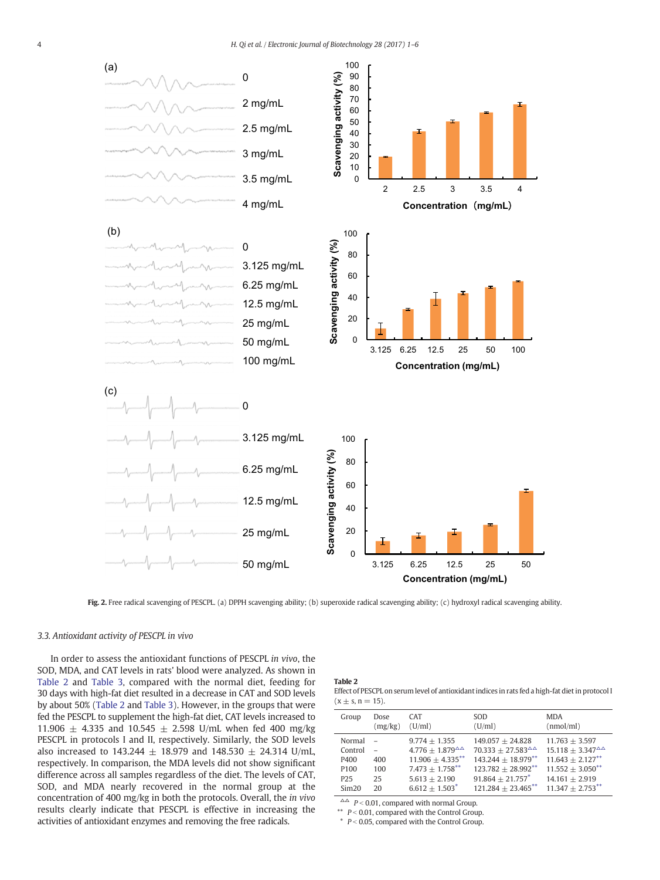Fig. 2. Free radical scavenging of PESCPL. (a) DPPH scavenging ability; (b) superoxide radical scavenging ability; (c) hydroxyl radical scavenging ability.

### 3.3. Antioxidant activity of PESCPL *in vivo*

In order to assess the antioxidant functions of PESCPL *in vivo*, the SOD, MDA, and CAT levels in rats' blood were analyzed. As shown in Table 2 and Table 3, compared with the normal diet, feeding for 30 days with high-fat diet resulted in a decrease in CAT and SOD levels by about 50% (Table 2 and Table 3). However, in the groups that were fed the PESCPL to supplement the high-fat diet, CAT levels increased to 11.906 ± 4.335 and 10.545 ± 2.598 U/mL when fed 400 mg/kg PESCPL in protocols I and II, respectively. Similarly, the SOD levels also increased to 143.244 ± 18.979 and 148.530 ± 24.314 U/mL, respectively. In comparison, the MDA levels did not show significant difference across all samples regardless of the diet. The levels of CAT, SOD, and MDA nearly recovered in the normal group at the concentration of 400 mg/kg in both the protocols. Overall, the *in vivo* results clearly indicate that PESCPL is effective in increasing the activities of antioxidant enzymes and removing the free radicals.

**Table 2**
Effect of PESCPL on serum level of antioxidant indices in rats fed a high-fat diet in protocol I ($x \pm s$, n = 15).

| Group | Dose (mg/kg) | CAT (U/ml) | SOD (U/ml) | MDA (nmol/ml) |
|---|---|---|---|---|
| Normal | – | 9.774 ± 1.355 | 149.057 ± 24.828 | 11.763 ± 3.597 |
| Control | – | 4.776 ± 1.879$^{\triangle\triangle}$ | 70.333 ± 27.583$^{\triangle\triangle}$ | 15.118 ± 3.347$^{\triangle\triangle}$ |
| P400 | 400 | 11.906 ± 4.335$^{**}$ | 143.244 ± 18.979$^{**}$ | 11.643 ± 2.127$^{**}$ |
| P100 | 100 | 7.473 ± 1.758$^{**}$ | 123.782 ± 28.992$^{**}$ | 11.552 ± 3.050$^{**}$ |
| P25 | 25 | 5.613 ± 2.190 | 91.864 ± 21.757$^{*}$ | 14.161 ± 2.919 |
| Sim20 | 20 | 6.612 ± 1.503$^{*}$ | 121.284 ± 23.465$^{**}$ | 11.347 ± 2.753$^{**}$ |

$^{\triangle\triangle}$ $P < 0.01$, compared with normal Group.
$^{**}$ $P < 0.01$, compared with the Control Group.
$^{*}$ $P < 0.05$, compared with the Control Group.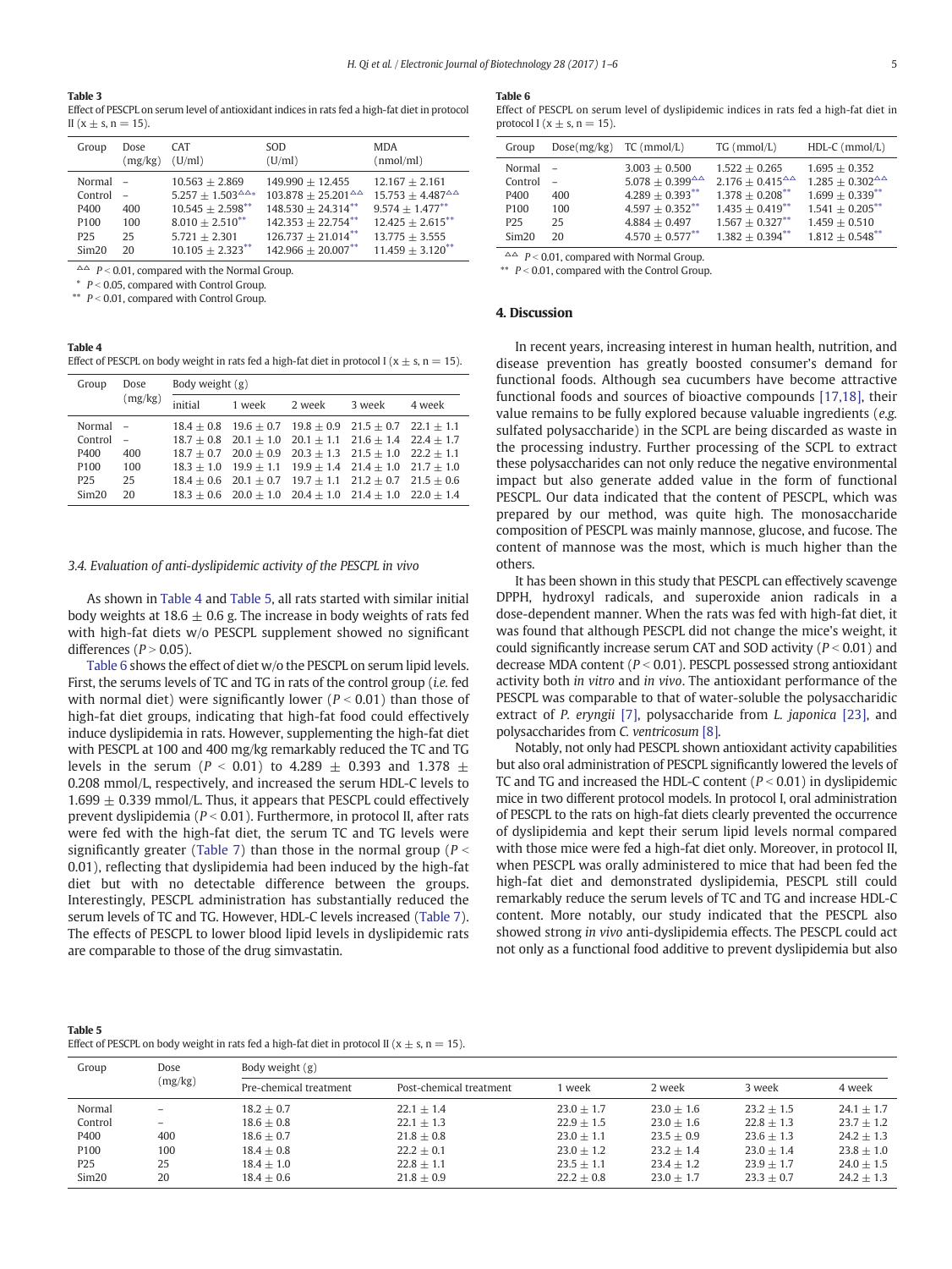**Table 3**
Effect of PESCPL on serum level of antioxidant indices in rats fed a high-fat diet in protocol II ($x \pm s$, $n = 15$).

| Group | Dose (mg/kg) | CAT (U/ml) | SOD (U/ml) | MDA (nmol/ml) |
|---|---|---|---|---|
| Normal | – | 10.563 ± 2.869 | 149.990 ± 12.455 | 12.167 ± 2.161 |
| Control | – | 5.257 ± 1.503$^{\triangle\triangle}$* | 103.878 ± 25.201$^{\triangle\triangle}$ | 15.753 ± 4.487$^{\triangle\triangle}$ |
| P400 | 400 | 10.545 ± 2.598** | 148.530 ± 24.314** | 9.574 ± 1.477** |
| P100 | 100 | 8.010 ± 2.510** | 142.353 ± 22.754** | 12.425 ± 2.615** |
| P25 | 25 | 5.721 ± 2.301 | 126.737 ± 21.014** | 13.775 ± 3.555 |
| Sim20 | 20 | 10.105 ± 2.323** | 142.966 ± 20.007** | 11.459 ± 3.120** |

$^{\triangle\triangle}$ $P < 0.01$, compared with the Normal Group.
\* $P < 0.05$, compared with Control Group.
\*\* $P < 0.01$, compared with Control Group.

**Table 4**
Effect of PESCPL on body weight in rats fed a high-fat diet in protocol I ($x \pm s$, $n = 15$).

| Group | Dose (mg/kg) | Body weight (g) | | | | |
|---|---|---|---|---|---|---|
| | | initial | 1 week | 2 week | 3 week | 4 week |
| Normal | – | 18.4 ± 0.8 | 19.6 ± 0.7 | 19.8 ± 0.9 | 21.5 ± 0.7 | 22.1 ± 1.1 |
| Control | – | 18.7 ± 0.8 | 20.1 ± 1.0 | 20.1 ± 1.1 | 21.6 ± 1.4 | 22.4 ± 1.7 |
| P400 | 400 | 18.7 ± 0.7 | 20.0 ± 0.9 | 20.3 ± 1.3 | 21.5 ± 1.0 | 22.2 ± 1.1 |
| P100 | 100 | 18.3 ± 1.0 | 19.9 ± 1.1 | 19.9 ± 1.4 | 21.4 ± 1.0 | 21.7 ± 1.0 |
| P25 | 25 | 18.4 ± 0.6 | 20.1 ± 0.7 | 19.7 ± 1.1 | 21.2 ± 0.7 | 21.5 ± 0.6 |
| Sim20 | 20 | 18.3 ± 0.6 | 20.0 ± 1.0 | 20.4 ± 1.0 | 21.4 ± 1.0 | 22.0 ± 1.4 |

### 3.4. Evaluation of anti-dyslipidemic activity of the PESCPL in vivo

As shown in Table 4 and Table 5, all rats started with similar initial body weights at 18.6 ± 0.6 g. The increase in body weights of rats fed with high-fat diets w/o PESCPL supplement showed no significant differences ($P > 0.05$).

Table 6 shows the effect of diet w/o the PESCPL on serum lipid levels. First, the serums levels of TC and TG in rats of the control group (*i.e.* fed with normal diet) were significantly lower ($P < 0.01$) than those of high-fat diet groups, indicating that high-fat food could effectively induce dyslipidemia in rats. However, supplementing the high-fat diet with PESCPL at 100 and 400 mg/kg remarkably reduced the TC and TG levels in the serum ($P < 0.01$) to 4.289 ± 0.393 and 1.378 ± 0.208 mmol/L, respectively, and increased the serum HDL-C levels to 1.699 ± 0.339 mmol/L. Thus, it appears that PESCPL could effectively prevent dyslipidemia ($P < 0.01$). Furthermore, in protocol II, after rats were fed with the high-fat diet, the serum TC and TG levels were significantly greater (Table 7) than those in the normal group ($P < 0.01$), reflecting that dyslipidemia had been induced by the high-fat diet but with no detectable difference between the groups. Interestingly, PESCPL administration has substantially reduced the serum levels of TC and TG. However, HDL-C levels increased (Table 7). The effects of PESCPL to lower blood lipid levels in dyslipidemic rats are comparable to those of the drug simvastatin.

**Table 6**
Effect of PESCPL on serum level of dyslipidemic indices in rats fed a high-fat diet in protocol I ($x \pm s$, $n = 15$).

| Group | Dose(mg/kg) | TC (mmol/L) | TG (mmol/L) | HDL-C (mmol/L) |
|---|---|---|---|---|
| Normal | – | 3.003 ± 0.500 | 1.522 ± 0.265 | 1.695 ± 0.352 |
| Control | – | 5.078 ± 0.399$^{\triangle\triangle}$ | 2.176 ± 0.415$^{\triangle\triangle}$ | 1.285 ± 0.302$^{\triangle\triangle}$ |
| P400 | 400 | 4.289 ± 0.393** | 1.378 ± 0.208** | 1.699 ± 0.339** |
| P100 | 100 | 4.597 ± 0.352** | 1.435 ± 0.419** | 1.541 ± 0.205** |
| P25 | 25 | 4.884 ± 0.497 | 1.567 ± 0.327** | 1.459 ± 0.510 |
| Sim20 | 20 | 4.570 ± 0.577** | 1.382 ± 0.394** | 1.812 ± 0.548** |

$^{\triangle\triangle}$ $P < 0.01$, compared with Normal Group.
\*\* $P < 0.01$, compared with the Control Group.

## 4. Discussion

In recent years, increasing interest in human health, nutrition, and disease prevention has greatly boosted consumer's demand for functional foods. Although sea cucumbers have become attractive functional foods and sources of bioactive compounds [17,18], their value remains to be fully explored because valuable ingredients (*e.g.* sulfated polysaccharide) in the SCPL are being discarded as waste in the processing industry. Further processing of the SCPL to extract these polysaccharides can not only reduce the negative environmental impact but also generate added value in the form of functional PESCPL. Our data indicated that the content of PESCPL, which was prepared by our method, was quite high. The monosaccharide composition of PESCPL was mainly mannose, glucose, and fucose. The content of mannose was the most, which is much higher than the others.

It has been shown in this study that PESCPL can effectively scavenge DPPH, hydroxyl radicals, and superoxide anion radicals in a dose-dependent manner. When the rats was fed with high-fat diet, it was found that although PESCPL did not change the mice's weight, it could significantly increase serum CAT and SOD activity ($P < 0.01$) and decrease MDA content ($P < 0.01$). PESCPL possessed strong antioxidant activity both *in vitro* and *in vivo*. The antioxidant performance of the PESCPL was comparable to that of water-soluble the polysaccharidic extract of *P. eryngii* [7], polysaccharide from *L. japonica* [23], and polysaccharides from *C. ventricosum* [8].

Notably, not only had PESCPL shown antioxidant activity capabilities but also oral administration of PESCPL significantly lowered the levels of TC and TG and increased the HDL-C content ($P < 0.01$) in dyslipidemic mice in two different protocol models. In protocol I, oral administration of PESCPL to the rats on high-fat diets clearly prevented the occurrence of dyslipidemia and kept their serum lipid levels normal compared with those mice were fed a high-fat diet only. Moreover, in protocol II, when PESCPL was orally administered to mice that had been fed the high-fat diet and demonstrated dyslipidemia, PESCPL still could remarkably reduce the serum levels of TC and TG and increase HDL-C content. More notably, our study indicated that the PESCPL also showed strong *in vivo* anti-dyslipidemia effects. The PESCPL could act not only as a functional food additive to prevent dyslipidemia but also

**Table 5**
Effect of PESCPL on body weight in rats fed a high-fat diet in protocol II ($x \pm s$, $n = 15$).

| Group | Dose (mg/kg) | Body weight (g) | | | | | |
|---|---|---|---|---|---|---|---|
| | | Pre-chemical treatment | Post-chemical treatment | 1 week | 2 week | 3 week | 4 week |
| Normal | – | 18.2 ± 0.7 | 22.1 ± 1.4 | 23.0 ± 1.7 | 23.0 ± 1.6 | 23.2 ± 1.5 | 24.1 ± 1.7 |
| Control | – | 18.6 ± 0.8 | 22.1 ± 1.3 | 22.9 ± 1.5 | 23.0 ± 1.6 | 22.8 ± 1.3 | 23.7 ± 1.2 |
| P400 | 400 | 18.6 ± 0.7 | 21.8 ± 0.8 | 23.0 ± 1.1 | 23.5 ± 0.9 | 23.6 ± 1.3 | 24.2 ± 1.3 |
| P100 | 100 | 18.4 ± 0.8 | 22.2 ± 0.1 | 23.0 ± 1.2 | 23.2 ± 1.4 | 23.0 ± 1.4 | 23.8 ± 1.0 |
| P25 | 25 | 18.4 ± 1.0 | 22.8 ± 1.1 | 23.5 ± 1.1 | 23.4 ± 1.2 | 23.9 ± 1.7 | 24.0 ± 1.5 |
| Sim20 | 20 | 18.4 ± 0.6 | 21.8 ± 0.9 | 22.2 ± 0.8 | 23.0 ± 1.7 | 23.3 ± 0.7 | 24.2 ± 1.3 |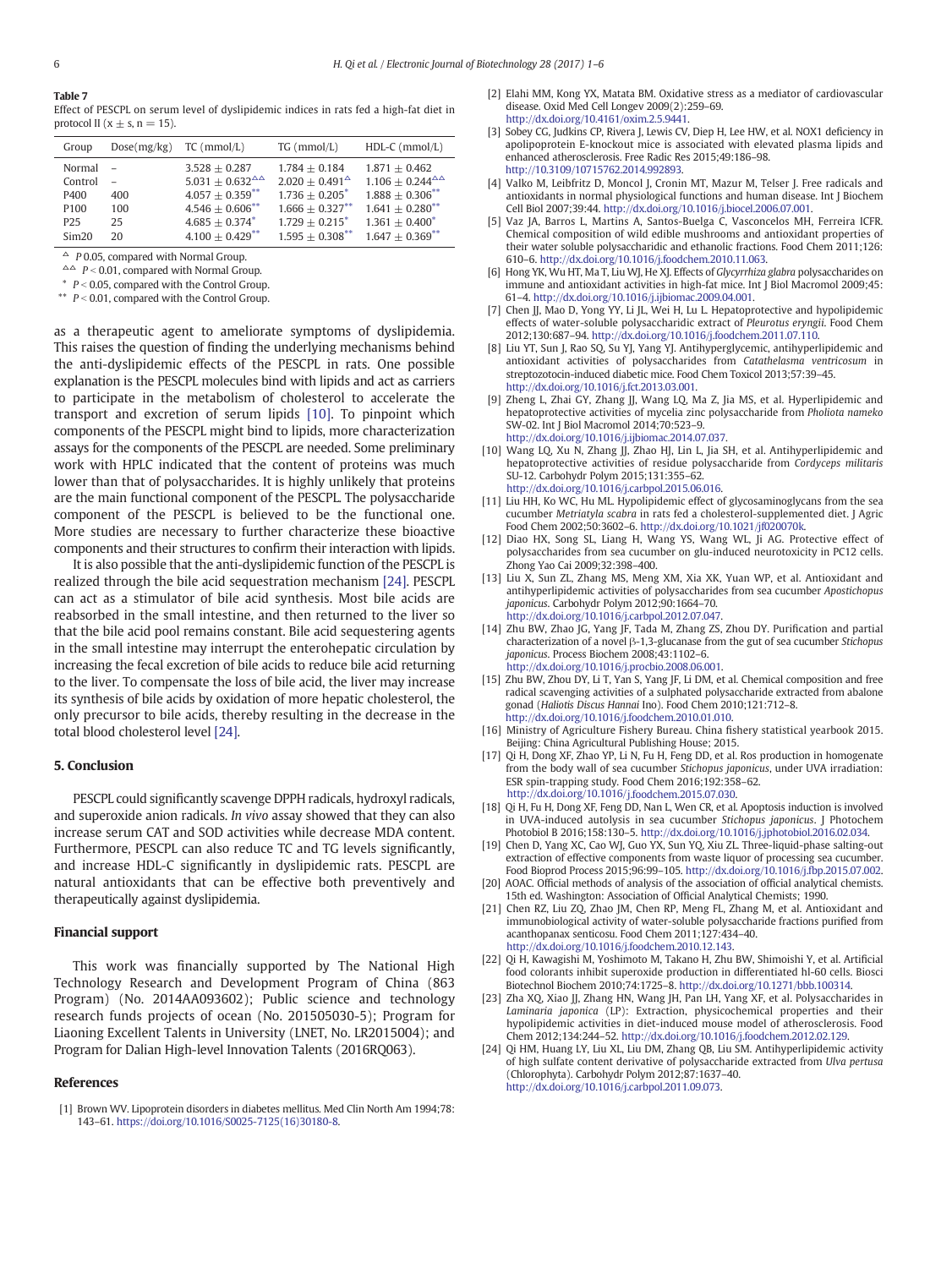**Table 7**
Effect of PESCPL on serum level of dyslipidemic indices in rats fed a high-fat diet in protocol II ($\bar{x} \pm s$, n = 15).

| Group | Dose(mg/kg) | TC (mmol/L) | TG (mmol/L) | HDL-C (mmol/L) |
|---|---|---|---|---|
| Normal | – | 3.528 ± 0.287 | 1.784 ± 0.184 | 1.871 ± 0.462 |
| Control | – | 5.031 ± 0.632[△△] | 2.020 ± 0.491[△] | 1.106 ± 0.244[△△] |
| P400 | 400 | 4.057 ± 0.359[**] | 1.736 ± 0.205[*] | 1.888 ± 0.306[**] |
| P100 | 100 | 4.546 ± 0.606[**] | 1.666 ± 0.327[**] | 1.641 ± 0.280[**] |
| P25 | 25 | 4.685 ± 0.374[*] | 1.729 ± 0.215[*] | 1.361 ± 0.400[*] |
| Sim20 | 20 | 4.100 ± 0.429[**] | 1.595 ± 0.308[**] | 1.647 ± 0.369[**] |

△ P 0.05, compared with Normal Group.
△△ $P < 0.01$, compared with Normal Group.
\* $P < 0.05$, compared with the Control Group.
\*\* $P < 0.01$, compared with the Control Group.

as a therapeutic agent to ameliorate symptoms of dyslipidemia. This raises the question of finding the underlying mechanisms behind the anti-dyslipidemic effects of the PESCPL in rats. One possible explanation is the PESCPL molecules bind with lipids and act as carriers to participate in the metabolism of cholesterol to accelerate the transport and excretion of serum lipids [10]. To pinpoint which components of the PESCPL might bind to lipids, more characterization assays for the components of the PESCPL are needed. Some preliminary work with HPLC indicated that the content of proteins was much lower than that of polysaccharides. It is highly unlikely that proteins are the main functional component of the PESCPL. The polysaccharide component of the PESCPL is believed to be the functional one. More studies are necessary to further characterize these bioactive components and their structures to confirm their interaction with lipids.

It is also possible that the anti-dyslipidemic function of the PESCPL is realized through the bile acid sequestration mechanism [24]. PESCPL can act as a stimulator of bile acid synthesis. Most bile acids are reabsorbed in the small intestine, and then returned to the liver so that the bile acid pool remains constant. Bile acid sequestering agents in the small intestine may interrupt the enterohepatic circulation by increasing the fecal excretion of bile acids to reduce bile acid returning to the liver. To compensate the loss of bile acid, the liver may increase its synthesis of bile acids by oxidation of more hepatic cholesterol, the only precursor to bile acids, thereby resulting in the decrease in the total blood cholesterol level [24].

## 5. Conclusion

PESCPL could significantly scavenge DPPH radicals, hydroxyl radicals, and superoxide anion radicals. *In vivo* assay showed that they can also increase serum CAT and SOD activities while decrease MDA content. Furthermore, PESCPL can also reduce TC and TG levels significantly, and increase HDL-C significantly in dyslipidemic rats. PESCPL are natural antioxidants that can be effective both preventively and therapeutically against dyslipidemia.

## Financial support

This work was financially supported by The National High Technology Research and Development Program of China (863 Program) (No. 2014AA093602); Public science and technology research funds projects of ocean (No. 201505030-5); Program for Liaoning Excellent Talents in University (LNET, No. LR2015004); and Program for Dalian High-level Innovation Talents (2016RQ063).

## References

[1] Brown WV. Lipoprotein disorders in diabetes mellitus. Med Clin North Am 1994;78: 143–61. https://doi.org/10.1016/S0025-7125(16)30180-8.

[2] Elahi MM, Kong YX, Matata BM. Oxidative stress as a mediator of cardiovascular disease. Oxid Med Cell Longev 2009(2):259–69. http://dx.doi.org/10.4161/oxim.2.5.9441.

[3] Sobey CG, Judkins CP, Rivera J, Lewis CV, Diep H, Lee HW, et al. NOX1 deficiency in apolipoprotein E-knockout mice is associated with elevated plasma lipids and enhanced atherosclerosis. Free Radic Res 2015;49:186–98. http://10.3109/10715762.2014.992893.

[4] Valko M, Leibfritz D, Moncol J, Cronin MT, Mazur M, Telser J. Free radicals and antioxidants in normal physiological functions and human disease. Int J Biochem Cell Biol 2007;39:44. http://dx.doi.org/10.1016/j.biocel.2006.07.001.

[5] Vaz JA, Barros L, Martins A, Santos-Buelga C, Vasconcelos MH, Ferreira ICFR. Chemical composition of wild edible mushrooms and antioxidant properties of their water soluble polysaccharidic and ethanolic fractions. Food Chem 2011;126: 610–6. http://dx.doi.org/10.1016/j.foodchem.2010.11.063.

[6] Hong YK, Wu HT, Ma T, Liu WJ, He XJ. Effects of *Glycyrrhiza glabra* polysaccharides on immune and antioxidant activities in high-fat mice. Int J Biol Macromol 2009;45: 61–4. http://dx.doi.org/10.1016/j.ijbiomac.2009.04.001.

[7] Chen JJ, Mao D, Yong YY, Li JL, Wei H, Lu L. Hepatoprotective and hypolipidemic effects of water-soluble polysaccharidic extract of *Pleurotus eryngii*. Food Chem 2012;130:687–94. http://dx.doi.org/10.1016/j.foodchem.2011.07.110.

[8] Liu YT, Sun J, Rao SQ, Su YJ, Yang YJ. Antihyperglycemic, antihyperlipidemic and antioxidant activities of polysaccharides from *Catathelasma ventricosum* in streptozotocin-induced diabetic mice. Food Chem Toxicol 2013;57:39–45. http://dx.doi.org/10.1016/j.fct.2013.03.001.

[9] Zheng L, Zhai GY, Zhang JJ, Wang LQ, Ma Z, Jia MS, et al. Hyperlipidemic and hepatoprotective activities of mycelia zinc polysaccharide from *Pholiota nameko* SW-02. Int J Biol Macromol 2014;70:523–9. http://dx.doi.org/10.1016/j.ijbiomac.2014.07.037.

[10] Wang LQ, Xu N, Zhang JJ, Zhao HJ, Lin L, Jia SH, et al. Antihyperlipidemic and hepatoprotective activities of residue polysaccharide from *Cordyceps militaris* SU-12. Carbohydr Polym 2015;131:355–62. http://dx.doi.org/10.1016/j.carbpol.2015.06.016.

[11] Liu HH, Ko WC, Hu ML. Hypolipidemic effect of glycosaminoglycans from the sea cucumber *Metriatyla scabra* in rats fed a cholesterol-supplemented diet. J Agric Food Chem 2002;50:3602–6. http://dx.doi.org/10.1021/jf020070k.

[12] Diao HX, Song SL, Liang H, Wang YS, Wang WL, Ji AG. Protective effect of polysaccharides from sea cucumber on glu-induced neurotoxicity in PC12 cells. Zhong Yao Cai 2009;32:398–400.

[13] Liu X, Sun ZL, Zhang MS, Meng XM, Xia XK, Yuan WP, et al. Antioxidant and antihyperlipidemic activities of polysaccharides from sea cucumber *Apostichopus japonicus*. Carbohydr Polym 2012;90:1664–70. http://dx.doi.org/10.1016/j.carbpol.2012.07.047.

[14] Zhu BW, Zhao JG, Yang JF, Tada M, Zhang ZS, Zhou DY. Purification and partial characterization of a novel β-1,3-glucanase from the gut of sea cucumber *Stichopus japonicus*. Process Biochem 2008;43:1102–6. http://dx.doi.org/10.1016/j.procbio.2008.06.001.

[15] Zhu BW, Zhou DY, Li T, Yan S, Yang JF, Li DM, et al. Chemical composition and free radical scavenging activities of a sulphated polysaccharide extracted from abalone gonad (*Haliotis Discus Hannai* Ino). Food Chem 2010;121:712–8. http://dx.doi.org/10.1016/j.foodchem.2010.01.010.

[16] Ministry of Agriculture Fishery Bureau. China fishery statistical yearbook 2015. Beijing: China Agricultural Publishing House; 2015.

[17] Qi H, Dong XF, Zhao YP, Li N, Fu H, Feng DD, et al. Ros production in homogenate from the body wall of sea cucumber *Stichopus japonicus*, under UVA irradiation: ESR spin-trapping study. Food Chem 2016;192:358–62. http://dx.doi.org/10.1016/j.foodchem.2015.07.030.

[18] Qi H, Fu H, Dong XF, Feng DD, Nan L, Wen CR, et al. Apoptosis induction is involved in UVA-induced autolysis in sea cucumber *Stichopus japonicus*. J Photochem Photobiol B 2016;158:130–5. http://dx.doi.org/10.1016/j.jphotobiol.2016.02.034.

[19] Chen D, Yang XC, Cao WJ, Guo YX, Sun YQ, Xiu ZL. Three-liquid-phase salting-out extraction of effective components from waste liquor of processing sea cucumber. Food Bioprod Process 2015;96:99–105. http://dx.doi.org/10.1016/j.fbp.2015.07.002.

[20] AOAC. Official methods of analysis of the association of official analytical chemists. 15th ed. Washington: Association of Official Analytical Chemists; 1990.

[21] Chen RZ, Liu ZQ, Zhao JM, Chen RP, Meng FL, Zhang M, et al. Antioxidant and immunobiological activity of water-soluble polysaccharide fractions purified from acanthopanax senticosu. Food Chem 2011;127:434–40. http://dx.doi.org/10.1016/j.foodchem.2010.12.143.

[22] Qi H, Kawagishi M, Yoshimoto M, Takano H, Zhu BW, Shimoishi Y, et al. Artificial food colorants inhibit superoxide production in differentiated hl-60 cells. Biosci Biotechnol Biochem 2010;74:1725–8. http://dx.doi.org/10.1271/bbb.100314.

[23] Zha XQ, Xiao JJ, Zhang HN, Wang JH, Pan LH, Yang XF, et al. Polysaccharides in *Laminaria japonica* (LP): Extraction, physicochemical properties and their hypolipidemic activities in diet-induced mouse model of atherosclerosis. Food Chem 2012;134:244–52. http://dx.doi.org/10.1016/j.foodchem.2012.02.129.

[24] Qi HM, Huang LY, Liu XL, Liu DM, Zhang QB, Liu SM. Antihyperlipidemic activity of high sulfate content derivative of polysaccharide extracted from *Ulva pertusa* (Chlorophyta). Carbohydr Polym 2012;87:1637–40. http://dx.doi.org/10.1016/j.carbpol.2011.09.073.